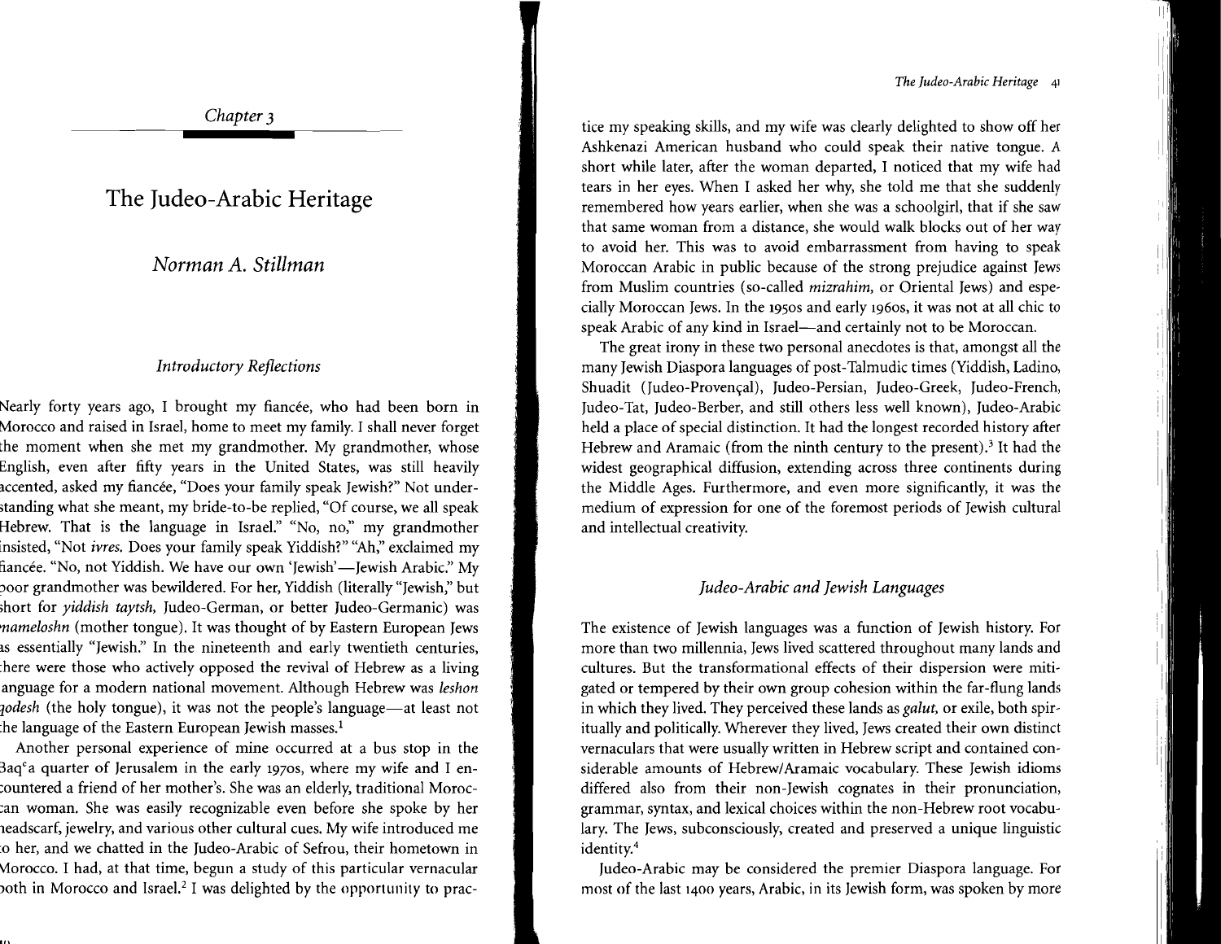Chapter 3

# The Judeo-Arabic Heritage

## Norman A. Stillman

### *Introductory Reflections*

Nearly forty years ago, I brought my fiancée, who had been born in Morocco and raised in Israel, home to meet my family. I shall never forget the moment when she met my grandmother. My grandmother, whose English, even after fifty years in the United States, was still heavily accented, asked my fiancée, "Does your family speak Jewish?" Not understanding what she meant, my bride-to-be replied, "Of course, we all speak Hebrew. That is the language in Israel." "No, no," my grandmother insisted, "Not *ivres.* Does your family speak Yiddish?" "Ah," exclaimed my fiancée. "No, not Yiddish. We have our own 'Jewish'—Jewish Arabic." My poor grandmother was bewildered. For her, Yiddish (literally "Jewish," but short for *yiddish taytsh,* Judeo-German, or better Judeo-Germanic) was *mameloshn* (mother tongue). It was thought of by Eastern European Jews as essentially "Jewish." In the nineteenth and early twentieth centuries, there were those who actively opposed the revival of Hebrew as a living language for a modern national movement. Although Hebrew was *leshon qodesh* (the holy tongue), it was not the people's language—at least not the language of the Eastern European Jewish masses.[1]

Another personal experience of mine occurred at a bus stop in the Baqʿa quarter of Jerusalem in the early 1970s, where my wife and I encountered a friend of her mother's. She was an elderly, traditional Moroccan woman. She was easily recognizable even before she spoke by her headscarf, jewelry, and various other cultural cues. My wife introduced me to her, and we chatted in the Judeo-Arabic of Sefrou, their hometown in Morocco. I had, at that time, begun a study of this particular vernacular both in Morocco and Israel.[2] I was delighted by the opportunity to practice my speaking skills, and my wife was clearly delighted to show off her Ashkenazi American husband who could speak their native tongue. A short while later, after the woman departed, I noticed that my wife had tears in her eyes. When I asked her why, she told me that she suddenly remembered how years earlier, when she was a schoolgirl, that if she saw that same woman from a distance, she would walk blocks out of her way to avoid her. This was to avoid embarrassment from having to speak Moroccan Arabic in public because of the strong prejudice against Jews from Muslim countries (so-called *mizrahim,* or Oriental Jews) and especially Moroccan Jews. In the 1950s and early 1960s, it was not at all chic to speak Arabic of any kind in Israel—and certainly not to be Moroccan.

The great irony in these two personal anecdotes is that, amongst all the many Jewish Diaspora languages of post-Talmudic times (Yiddish, Ladino, Shuadit (Judeo-Provençal), Judeo-Persian, Judeo-Greek, Judeo-French, Judeo-Tat, Judeo-Berber, and still others less well known), Judeo-Arabic held a place of special distinction. It had the longest recorded history after Hebrew and Aramaic (from the ninth century to the present).[3] It had the widest geographical diffusion, extending across three continents during the Middle Ages. Furthermore, and even more significantly, it was the medium of expression for one of the foremost periods of Jewish cultural and intellectual creativity.

### *Judeo-Arabic and Jewish Languages*

The existence of Jewish languages was a function of Jewish history. For more than two millennia, Jews lived scattered throughout many lands and cultures. But the transformational effects of their dispersion were mitigated or tempered by their own group cohesion within the far-flung lands in which they lived. They perceived these lands as *galut,* or exile, both spiritually and politically. Wherever they lived, Jews created their own distinct vernaculars that were usually written in Hebrew script and contained considerable amounts of Hebrew/Aramaic vocabulary. These Jewish idioms differed also from their non-Jewish cognates in their pronunciation, grammar, syntax, and lexical choices within the non-Hebrew root vocabulary. The Jews, subconsciously, created and preserved a unique linguistic identity.[4]

Judeo-Arabic may be considered the premier Diaspora language. For most of the last 1400 years, Arabic, in its Jewish form, was spoken by more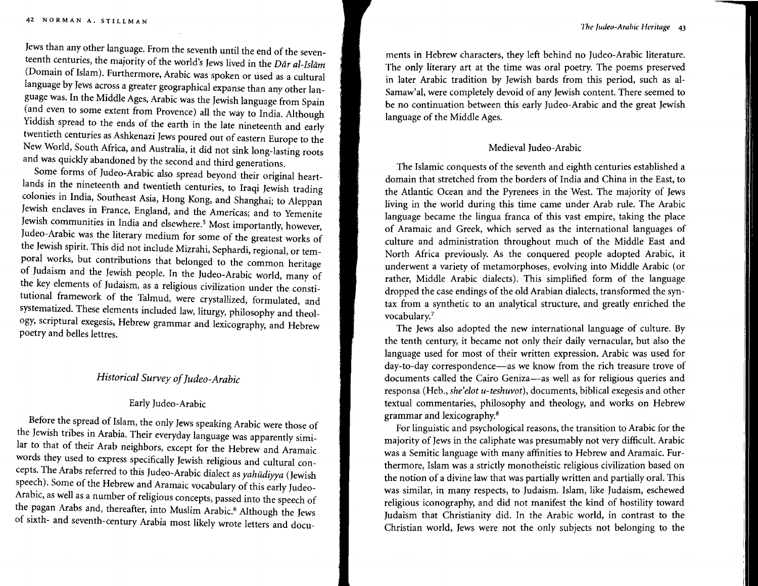Jews than any other language. From the seventh until the end of the seventeenth centuries, the majority of the world's Jews lived in the *Dār al-Islām* (Domain of Islam). Furthermore, Arabic was spoken or used as a cultural language by Jews across a greater geographical expanse than any other language was. In the Middle Ages, Arabic was the Jewish language from Spain (and even to some extent from Provence) all the way to India. Although Yiddish spread to the ends of the earth in the late nineteenth and early twentieth centuries as Ashkenazi Jews poured out of eastern Europe to the New World, South Africa, and Australia, it did not sink long-lasting roots and was quickly abandoned by the second and third generations.

Some forms of Judeo-Arabic also spread beyond their original heartlands in the nineteenth and twentieth centuries, to Iraqi Jewish trading colonies in India, Southeast Asia, Hong Kong, and Shanghai; to Aleppan Jewish enclaves in France, England, and the Americas; and to Yemenite Jewish communities in India and elsewhere.[5] Most importantly, however, Judeo-Arabic was the literary medium for some of the greatest works of the Jewish spirit. This did not include Mizrahi, Sephardi, regional, or temporal works, but contributions that belonged to the common heritage of Judaism and the Jewish people. In the Judeo-Arabic world, many of the key elements of Judaism, as a religious civilization under the constitutional framework of the Talmud, were crystallized, formulated, and systematized. These elements included law, liturgy, philosophy and theology, scriptural exegesis, Hebrew grammar and lexicography, and Hebrew poetry and belles lettres.

## *Historical Survey of Judeo-Arabic*

### Early Judeo-Arabic

Before the spread of Islam, the only Jews speaking Arabic were those of the Jewish tribes in Arabia. Their everyday language was apparently similar to that of their Arab neighbors, except for the Hebrew and Aramaic words they used to express specifically Jewish religious and cultural concepts. The Arabs referred to this Judeo-Arabic dialect as *yahūdiyya* (Jewish speech). Some of the Hebrew and Aramaic vocabulary of this early Judeo-Arabic, as well as a number of religious concepts, passed into the speech of the pagan Arabs and, thereafter, into Muslim Arabic.[6] Although the Jews of sixth- and seventh-century Arabia most likely wrote letters and documents in Hebrew characters, they left behind no Judeo-Arabic literature. The only literary art at the time was oral poetry. The poems preserved in later Arabic tradition by Jewish bards from this period, such as al-Samaw'al, were completely devoid of any Jewish content. There seemed to be no continuation between this early Judeo-Arabic and the great Jewish language of the Middle Ages.

### Medieval Judeo-Arabic

The Islamic conquests of the seventh and eighth centuries established a domain that stretched from the borders of India and China in the East, to the Atlantic Ocean and the Pyrenees in the West. The majority of Jews living in the world during this time came under Arab rule. The Arabic language became the lingua franca of this vast empire, taking the place of Aramaic and Greek, which served as the international languages of culture and administration throughout much of the Middle East and North Africa previously. As the conquered people adopted Arabic, it underwent a variety of metamorphoses, evolving into Middle Arabic (or rather, Middle Arabic dialects). This simplified form of the language dropped the case endings of the old Arabian dialects, transformed the syntax from a synthetic to an analytical structure, and greatly enriched the vocabulary.[7]

The Jews also adopted the new international language of culture. By the tenth century, it became not only their daily vernacular, but also the language used for most of their written expression. Arabic was used for day-to-day correspondence—as we know from the rich treasure trove of documents called the Cairo Geniza—as well as for religious queries and responsa (Heb., *she'elot u-teshuvot*), documents, biblical exegesis and other textual commentaries, philosophy and theology, and works on Hebrew grammar and lexicography.[8]

For linguistic and psychological reasons, the transition to Arabic for the majority of Jews in the caliphate was presumably not very difficult. Arabic was a Semitic language with many affinities to Hebrew and Aramaic. Furthermore, Islam was a strictly monotheistic religious civilization based on the notion of a divine law that was partially written and partially oral. This was similar, in many respects, to Judaism. Islam, like Judaism, eschewed religious iconography, and did not manifest the kind of hostility toward Judaism that Christianity did. In the Arabic world, in contrast to the Christian world, Jews were not the only subjects not belonging to the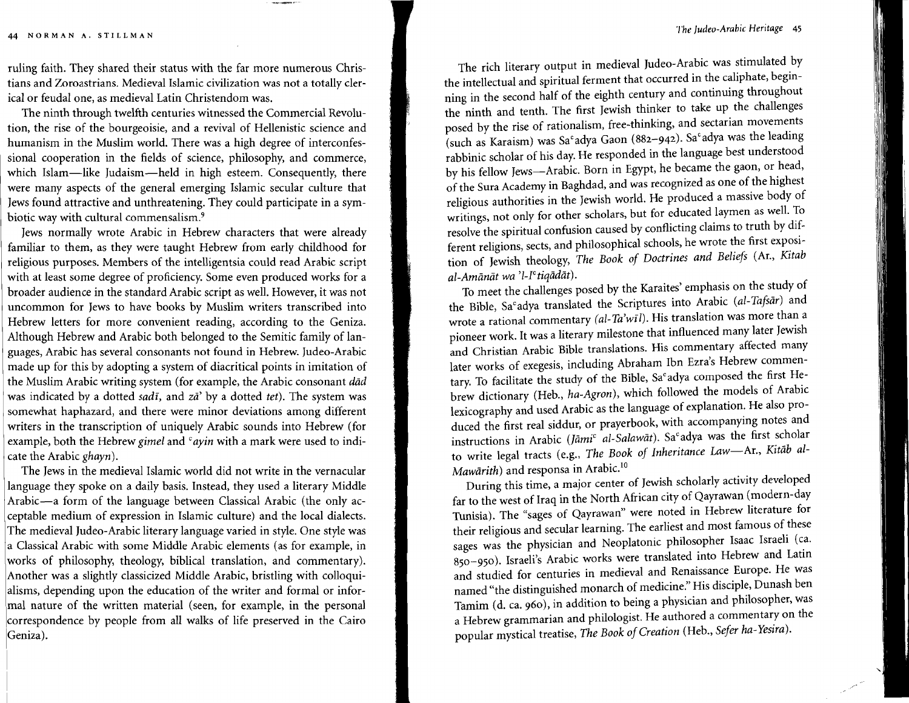ruling faith. They shared their status with the far more numerous Christians and Zoroastrians. Medieval Islamic civilization was not a totally clerical or feudal one, as medieval Latin Christendom was.

The ninth through twelfth centuries witnessed the Commercial Revolution, the rise of the bourgeoisie, and a revival of Hellenistic science and humanism in the Muslim world. There was a high degree of interconfessional cooperation in the fields of science, philosophy, and commerce, which Islam—like Judaism—held in high esteem. Consequently, there were many aspects of the general emerging Islamic secular culture that Jews found attractive and unthreatening. They could participate in a symbiotic way with cultural commensalism.[9]

Jews normally wrote Arabic in Hebrew characters that were already familiar to them, as they were taught Hebrew from early childhood for religious purposes. Members of the intelligentsia could read Arabic script with at least some degree of proficiency. Some even produced works for a broader audience in the standard Arabic script as well. However, it was not uncommon for Jews to have books by Muslim writers transcribed into Hebrew letters for more convenient reading, according to the Geniza. Although Hebrew and Arabic both belonged to the Semitic family of languages, Arabic has several consonants not found in Hebrew. Judeo-Arabic made up for this by adopting a system of diacritical points in imitation of the Muslim Arabic writing system (for example, the Arabic consonant *dād* was indicated by a dotted *sadī*, and *zā'* by a dotted *tet*). The system was somewhat haphazard, and there were minor deviations among different writers in the transcription of uniquely Arabic sounds into Hebrew (for example, both the Hebrew *gimel* and *ᶜayin* with a mark were used to indicate the Arabic *ghayn*).

The Jews in the medieval Islamic world did not write in the vernacular language they spoke on a daily basis. Instead, they used a literary Middle Arabic—a form of the language between Classical Arabic (the only acceptable medium of expression in Islamic culture) and the local dialects. The medieval Judeo-Arabic literary language varied in style. One style was a Classical Arabic with some Middle Arabic elements (as for example, in works of philosophy, theology, biblical translation, and commentary). Another was a slightly classicized Middle Arabic, bristling with colloquialisms, depending upon the education of the writer and formal or informal nature of the written material (seen, for example, in the personal correspondence by people from all walks of life preserved in the Cairo Geniza).

The rich literary output in medieval Judeo-Arabic was stimulated by the intellectual and spiritual ferment that occurred in the caliphate, beginning in the second half of the eighth century and continuing throughout the ninth and tenth. The first Jewish thinker to take up the challenges posed by the rise of rationalism, free-thinking, and sectarian movements (such as Karaism) was Saᶜadya Gaon (882–942). Saᶜadya was the leading rabbinic scholar of his day. He responded in the language best understood by his fellow Jews—Arabic. Born in Egypt, he became the gaon, or head, of the Sura Academy in Baghdad, and was recognized as one of the highest religious authorities in the Jewish world. He produced a massive body of writings, not only for other scholars, but for educated laymen as well. To resolve the spiritual confusion caused by conflicting claims to truth by different religions, sects, and philosophical schools, he wrote the first exposition of Jewish theology, *The Book of Doctrines and Beliefs* (Ar., *Kitab al-Amānāt wa 'l-Iᶜtiqādāt*).

To meet the challenges posed by the Karaites' emphasis on the study of the Bible, Saᶜadya translated the Scriptures into Arabic (*al-Tafsār*) and wrote a rational commentary (*al-Ta'wīl*). His translation was more than a pioneer work. It was a literary milestone that influenced many later Jewish and Christian Arabic Bible translations. His commentary affected many later works of exegesis, including Abraham Ibn Ezra's Hebrew commentary. To facilitate the study of the Bible, Saᶜadya composed the first Hebrew dictionary (Heb., *ha-Agron*), which followed the models of Arabic lexicography and used Arabic as the language of explanation. He also produced the first real siddur, or prayerbook, with accompanying notes and instructions in Arabic (*Jāmiᶜ al-Salawāt*). Saᶜadya was the first scholar to write legal tracts (e.g., *The Book of Inheritance Law*—Ar., *Kitāb al-Mawārith*) and responsa in Arabic.[10]

During this time, a major center of Jewish scholarly activity developed far to the west of Iraq in the North African city of Qayrawan (modern-day Tunisia). The "sages of Qayrawan" were noted in Hebrew literature for their religious and secular learning. The earliest and most famous of these sages was the physician and Neoplatonic philosopher Isaac Israeli (ca. 850–950). Israeli's Arabic works were translated into Hebrew and Latin and studied for centuries in medieval and Renaissance Europe. He was named "the distinguished monarch of medicine." His disciple, Dunash ben Tamim (d. ca. 960), in addition to being a physician and philosopher, was a Hebrew grammarian and philologist. He authored a commentary on the popular mystical treatise, *The Book of Creation* (Heb., *Sefer ha-Yesira*).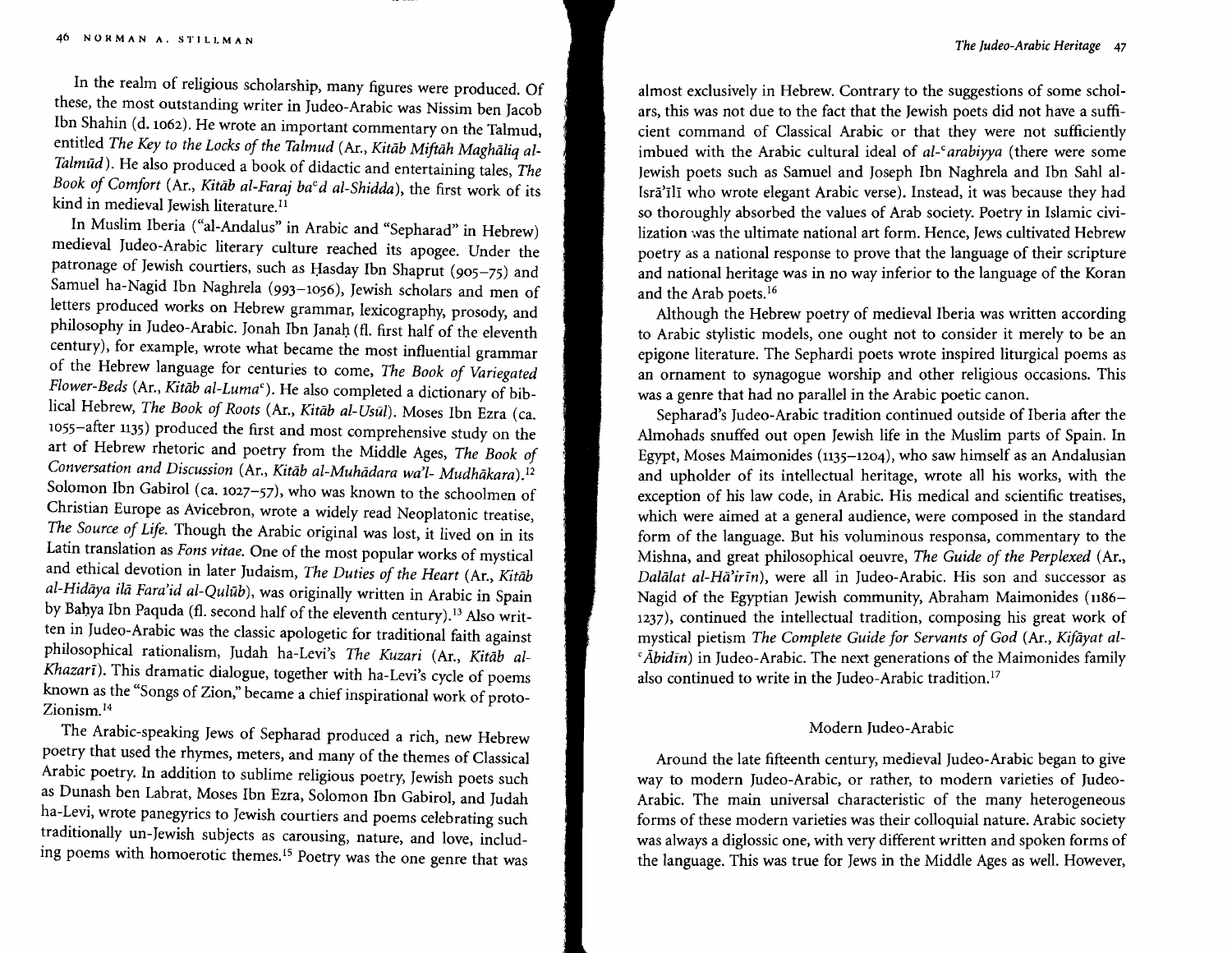In the realm of religious scholarship, many figures were produced. Of these, the most outstanding writer in Judeo-Arabic was Nissim ben Jacob Ibn Shahin (d. 1062). He wrote an important commentary on the Talmud, entitled *The Key to the Locks of the Talmud* (Ar., *Kitāb Miftāḥ Maghāliq al-Talmūd*). He also produced a book of didactic and entertaining tales, *The Book of Comfort* (Ar., *Kitāb al-Faraj baᶜd al-Shidda*), the first work of its kind in medieval Jewish literature.[11]

In Muslim Iberia ("al-Andalus" in Arabic and "Sepharad" in Hebrew) medieval Judeo-Arabic literary culture reached its apogee. Under the patronage of Jewish courtiers, such as Ḥasday Ibn Shaprut (905–75) and Samuel ha-Nagid Ibn Naghrela (993–1056), Jewish scholars and men of letters produced works on Hebrew grammar, lexicography, prosody, and philosophy in Judeo-Arabic. Jonah Ibn Janaḥ (fl. first half of the eleventh century), for example, wrote what became the most influential grammar of the Hebrew language for centuries to come, *The Book of Variegated Flower-Beds* (Ar., *Kitāb al-Lumaᶜ*). He also completed a dictionary of biblical Hebrew, *The Book of Roots* (Ar., *Kitāb al-Uṣūl*). Moses Ibn Ezra (ca. 1055–after 1135) produced the first and most comprehensive study on the art of Hebrew rhetoric and poetry from the Middle Ages, *The Book of Conversation and Discussion* (Ar., *Kitāb al-Muḥāḍara wa'l- Mudhākara*).[12] Solomon Ibn Gabirol (ca. 1027–57), who was known to the schoolmen of Christian Europe as Avicebron, wrote a widely read Neoplatonic treatise, *The Source of Life*. Though the Arabic original was lost, it lived on in its Latin translation as *Fons vitae*. One of the most popular works of mystical and ethical devotion in later Judaism, *The Duties of the Heart* (Ar., *Kitāb al-Hidāya ilā Farā'iḍ al-Qulūb*), was originally written in Arabic in Spain by Baḥya Ibn Paquda (fl. second half of the eleventh century).[13] Also written in Judeo-Arabic was the classic apologetic for traditional faith against philosophical rationalism, Judah ha-Levi's *The Kuzari* (Ar., *Kitāb al-Khazarī*). This dramatic dialogue, together with ha-Levi's cycle of poems known as the "Songs of Zion," became a chief inspirational work of proto-Zionism.[14]

The Arabic-speaking Jews of Sepharad produced a rich, new Hebrew poetry that used the rhymes, meters, and many of the themes of Classical Arabic poetry. In addition to sublime religious poetry, Jewish poets such as Dunash ben Labrat, Moses Ibn Ezra, Solomon Ibn Gabirol, and Judah ha-Levi, wrote panegyrics to Jewish courtiers and poems celebrating such traditionally un-Jewish subjects as carousing, nature, and love, including poems with homoerotic themes.[15] Poetry was the one genre that was almost exclusively in Hebrew. Contrary to the suggestions of some scholars, this was not due to the fact that the Jewish poets did not have a sufficient command of Classical Arabic or that they were not sufficiently imbued with the Arabic cultural ideal of *al-ᶜarabiyya* (there were some Jewish poets such as Samuel and Joseph Ibn Naghrela and Ibn Sahl al-Isrā'īlī who wrote elegant Arabic verse). Instead, it was because they had so thoroughly absorbed the values of Arab society. Poetry in Islamic civilization was the ultimate national art form. Hence, Jews cultivated Hebrew poetry as a national response to prove that the language of their scripture and national heritage was in no way inferior to the language of the Koran and the Arab poets.[16]

Although the Hebrew poetry of medieval Iberia was written according to Arabic stylistic models, one ought not to consider it merely to be an epigone literature. The Sephardi poets wrote inspired liturgical poems as an ornament to synagogue worship and other religious occasions. This was a genre that had no parallel in the Arabic poetic canon.

Sepharad's Judeo-Arabic tradition continued outside of Iberia after the Almohads snuffed out open Jewish life in the Muslim parts of Spain. In Egypt, Moses Maimonides (1135–1204), who saw himself as an Andalusian and upholder of its intellectual heritage, wrote all his works, with the exception of his law code, in Arabic. His medical and scientific treatises, which were aimed at a general audience, were composed in the standard form of the language. But his voluminous responsa, commentary to the Mishna, and great philosophical oeuvre, *The Guide of the Perplexed* (Ar., *Dalālat al-Ḥā'irīn*), were all in Judeo-Arabic. His son and successor as Nagid of the Egyptian Jewish community, Abraham Maimonides (1186–1237), continued the intellectual tradition, composing his great work of mystical pietism *The Complete Guide for Servants of God* (Ar., *Kifāyat al-ᶜĀbidīn*) in Judeo-Arabic. The next generations of the Maimonides family also continued to write in the Judeo-Arabic tradition.[17]

## Modern Judeo-Arabic

Around the late fifteenth century, medieval Judeo-Arabic began to give way to modern Judeo-Arabic, or rather, to modern varieties of Judeo-Arabic. The main universal characteristic of the many heterogeneous forms of these modern varieties was their colloquial nature. Arabic society was always a diglossic one, with very different written and spoken forms of the language. This was true for Jews in the Middle Ages as well. However,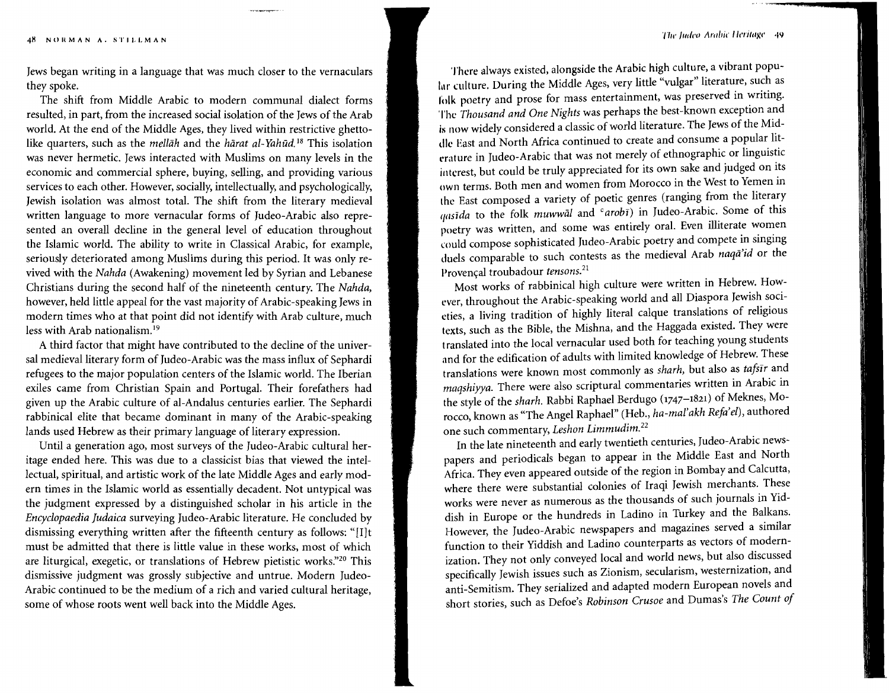Jews began writing in a language that was much closer to the vernaculars they spoke.

The shift from Middle Arabic to modern communal dialect forms resulted, in part, from the increased social isolation of the Jews of the Arab world. At the end of the Middle Ages, they lived within restrictive ghetto-like quarters, such as the *mellāh* and the *hārat al-Yahūd.*[18] This isolation was never hermetic. Jews interacted with Muslims on many levels in the economic and commercial sphere, buying, selling, and providing various services to each other. However, socially, intellectually, and psychologically, Jewish isolation was almost total. The shift from the literary medieval written language to more vernacular forms of Judeo-Arabic also represented an overall decline in the general level of education throughout the Islamic world. The ability to write in Classical Arabic, for example, seriously deteriorated among Muslims during this period. It was only revived with the *Nahda* (Awakening) movement led by Syrian and Lebanese Christians during the second half of the nineteenth century. The *Nahda,* however, held little appeal for the vast majority of Arabic-speaking Jews in modern times who at that point did not identify with Arab culture, much less with Arab nationalism.[19]

A third factor that might have contributed to the decline of the universal medieval literary form of Judeo-Arabic was the mass influx of Sephardi refugees to the major population centers of the Islamic world. The Iberian exiles came from Christian Spain and Portugal. Their forefathers had given up the Arabic culture of al-Andalus centuries earlier. The Sephardi rabbinical elite that became dominant in many of the Arabic-speaking lands used Hebrew as their primary language of literary expression.

Until a generation ago, most surveys of the Judeo-Arabic cultural heritage ended here. This was due to a classicist bias that viewed the intellectual, spiritual, and artistic work of the late Middle Ages and early modern times in the Islamic world as essentially decadent. Not untypical was the judgment expressed by a distinguished scholar in his article in the *Encyclopaedia Judaica* surveying Judeo-Arabic literature. He concluded by dismissing everything written after the fifteenth century as follows: "[I]t must be admitted that there is little value in these works, most of which are liturgical, exegetic, or translations of Hebrew pietistic works."[20] This dismissive judgment was grossly subjective and untrue. Modern Judeo-Arabic continued to be the medium of a rich and varied cultural heritage, some of whose roots went well back into the Middle Ages.

There always existed, alongside the Arabic high culture, a vibrant popular culture. During the Middle Ages, very little "vulgar" literature, such as folk poetry and prose for mass entertainment, was preserved in writing. The *Thousand and One Nights* was perhaps the best-known exception and is now widely considered a classic of world literature. The Jews of the Middle East and North Africa continued to create and consume a popular literature in Judeo-Arabic that was not merely of ethnographic or linguistic interest, but could be truly appreciated for its own sake and judged on its own terms. Both men and women from Morocco in the West to Yemen in the East composed a variety of poetic genres (ranging from the literary *qasīda* to the folk *muwwāl* and *ʿarobī*) in Judeo-Arabic. Some of this poetry was written, and some was entirely oral. Even illiterate women could compose sophisticated Judeo-Arabic poetry and compete in singing duels comparable to such contests as the medieval Arab *naqā'id* or the Provençal troubadour *tensons.*[21]

Most works of rabbinical high culture were written in Hebrew. However, throughout the Arabic-speaking world and all Diaspora Jewish societies, a living tradition of highly literal calque translations of religious texts, such as the Bible, the Mishna, and the Haggada existed. They were translated into the local vernacular used both for teaching young students and for the edification of adults with limited knowledge of Hebrew. These translations were known most commonly as *sharh,* but also as *tafsīr* and *maqshiyya.* There were also scriptural commentaries written in Arabic in the style of the *sharh.* Rabbi Raphael Berdugo (1747–1821) of Meknes, Morocco, known as "The Angel Raphael" (Heb., *ha-mal'akh Refa'el*), authored one such commentary, *Leshon Limmudim.*[22]

In the late nineteenth and early twentieth centuries, Judeo-Arabic newspapers and periodicals began to appear in the Middle East and North Africa. They even appeared outside of the region in Bombay and Calcutta, where there were substantial colonies of Iraqi Jewish merchants. These works were never as numerous as the thousands of such journals in Yiddish in Europe or the hundreds in Ladino in Turkey and the Balkans. However, the Judeo-Arabic newspapers and magazines served a similar function to their Yiddish and Ladino counterparts as vectors of modernization. They not only conveyed local and world news, but also discussed specifically Jewish issues such as Zionism, secularism, westernization, and anti-Semitism. They serialized and adapted modern European novels and short stories, such as Defoe's *Robinson Crusoe* and Dumas's *The Count of*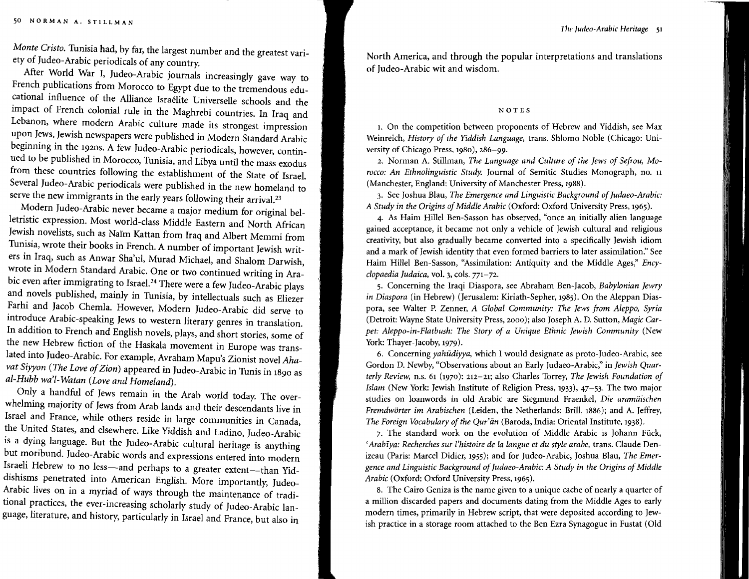*Monte Cristo.* Tunisia had, by far, the largest number and the greatest variety of Judeo-Arabic periodicals of any country.

After World War I, Judeo-Arabic journals increasingly gave way to French publications from Morocco to Egypt due to the tremendous educational influence of the Alliance Israélite Universelle schools and the impact of French colonial rule in the Maghrebi countries. In Iraq and Lebanon, where modern Arabic culture made its strongest impression upon Jews, Jewish newspapers were published in Modern Standard Arabic beginning in the 1920s. A few Judeo-Arabic periodicals, however, continued to be published in Morocco, Tunisia, and Libya until the mass exodus from these countries following the establishment of the State of Israel. Several Judeo-Arabic periodicals were published in the new homeland to serve the new immigrants in the early years following their arrival.[23]

Modern Judeo-Arabic never became a major medium for original belletristic expression. Most world-class Middle Eastern and North African Jewish novelists, such as Naïm Kattan from Iraq and Albert Memmi from Tunisia, wrote their books in French. A number of important Jewish writers in Iraq, such as Anwar Sha'ul, Murad Michael, and Shalom Darwish, wrote in Modern Standard Arabic. One or two continued writing in Arabic even after immigrating to Israel.[24] There were a few Judeo-Arabic plays and novels published, mainly in Tunisia, by intellectuals such as Eliezer Farhi and Jacob Chemla. However, Modern Judeo-Arabic did serve to introduce Arabic-speaking Jews to western literary genres in translation. In addition to French and English novels, plays, and short stories, some of the new Hebrew fiction of the Haskala movement in Europe was translated into Judeo-Arabic. For example, Avraham Mapu's Zionist novel *Ahavat Siyyon* (*The Love of Zion*) appeared in Judeo-Arabic in Tunis in 1890 as *al-Hubb wa'l-Watan* (*Love and Homeland*).

Only a handful of Jews remain in the Arab world today. The overwhelming majority of Jews from Arab lands and their descendants live in Israel and France, while others reside in large communities in Canada, the United States, and elsewhere. Like Yiddish and Ladino, Judeo-Arabic is a dying language. But the Judeo-Arabic cultural heritage is anything but moribund. Judeo-Arabic words and expressions entered into modern Israeli Hebrew to no less—and perhaps to a greater extent—than Yiddishisms penetrated into American English. More importantly, Judeo-Arabic lives on in a myriad of ways through the maintenance of traditional practices, the ever-increasing scholarly study of Judeo-Arabic language, literature, and history, particularly in Israel and France, but also in North America, and through the popular interpretations and translations of Judeo-Arabic wit and wisdom.

## NOTES

1. On the competition between proponents of Hebrew and Yiddish, see Max Weinreich, *History of the Yiddish Language*, trans. Shlomo Noble (Chicago: University of Chicago Press, 1980), 286–99.

2. Norman A. Stillman, *The Language and Culture of the Jews of Sefrou, Morocco: An Ethnolinguistic Study.* Journal of Semitic Studies Monograph, no. 11 (Manchester, England: University of Manchester Press, 1988).

3. See Joshua Blau, *The Emergence and Linguistic Background of Judaeo-Arabic: A Study in the Origins of Middle Arabic* (Oxford: Oxford University Press, 1965).

4. As Haim Hillel Ben-Sasson has observed, "once an initially alien language gained acceptance, it became not only a vehicle of Jewish cultural and religious creativity, but also gradually became converted into a specifically Jewish idiom and a mark of Jewish identity that even formed barriers to later assimilation." See Haim Hillel Ben-Sasson, "Assimilation: Antiquity and the Middle Ages," *Encyclopaedia Judaica*, vol. 3, cols. 771–72.

5. Concerning the Iraqi Diaspora, see Abraham Ben-Jacob, *Babylonian Jewry in Diaspora* (in Hebrew) (Jerusalem: Kiriath-Sepher, 1985). On the Aleppan Diaspora, see Walter P. Zenner, *A Global Community: The Jews from Aleppo, Syria* (Detroit: Wayne State University Press, 2000); also Joseph A. D. Sutton, *Magic Carpet: Aleppo-in-Flatbush: The Story of a Unique Ethnic Jewish Community* (New York: Thayer-Jacoby, 1979).

6. Concerning *yahūdiyya*, which I would designate as proto-Judeo-Arabic, see Gordon D. Newby, "Observations about an Early Judaeo-Arabic," in *Jewish Quarterly Review*, n.s. 61 (1970): 212–21; also Charles Torrey, *The Jewish Foundation of Islam* (New York: Jewish Institute of Religion Press, 1933), 47–53. The two major studies on loanwords in old Arabic are Siegmund Fraenkel, *Die aramäischen Fremdwörter im Arabischen* (Leiden, the Netherlands: Brill, 1886); and A. Jeffrey, *The Foreign Vocabulary of the Qur'ān* (Baroda, India: Oriental Institute, 1938).

7. The standard work on the evolution of Middle Arabic is Johann Fück, *ʿArabīya: Recherches sur l'histoire de la langue et du style arabe*, trans. Claude Denizeau (Paris: Marcel Didier, 1955); and for Judeo-Arabic, Joshua Blau, *The Emergence and Linguistic Background of Judaeo-Arabic: A Study in the Origins of Middle Arabic* (Oxford: Oxford University Press, 1965).

8. The Cairo Geniza is the name given to a unique cache of nearly a quarter of a million discarded papers and documents dating from the Middle Ages to early modern times, primarily in Hebrew script, that were deposited according to Jewish practice in a storage room attached to the Ben Ezra Synagogue in Fustat (Old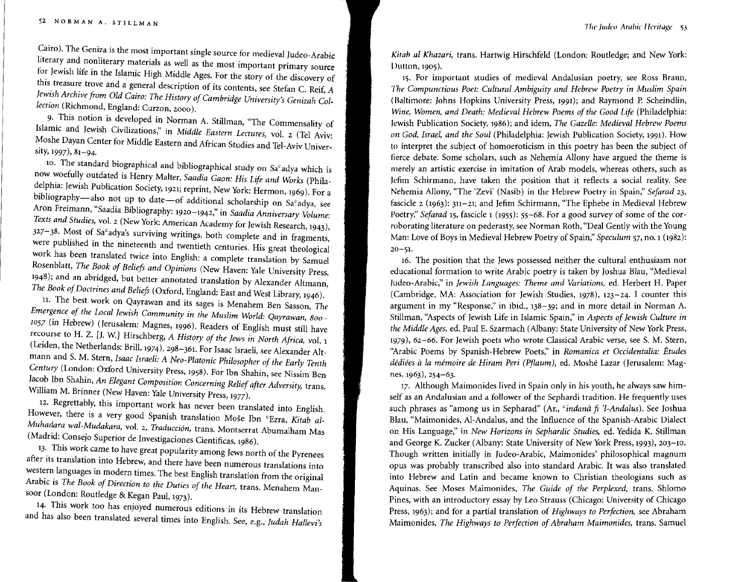Cairo). The Geniza is the most important single source for medieval Judeo-Arabic literary and nonliterary materials as well as the most important primary source for Jewish life in the Islamic High Middle Ages. For the story of the discovery of this treasure trove and a general description of its contents, see Stefan C. Reif, *A Jewish Archive from Old Cairo: The History of Cambridge University's Genizah Collection* (Richmond, England: Curzon, 2000).

9. This notion is developed in Norman A. Stillman, "The Commensality of Islamic and Jewish Civilizations," in *Middle Eastern Lectures*, vol. 2 (Tel Aviv: Moshe Dayan Center for Middle Eastern and African Studies and Tel-Aviv University, 1997), 81–94.

10. The standard biographical and bibliographical study on Saᶜadya which is now woefully outdated is Henry Malter, *Saadia Gaon: His Life and Works* (Philadelphia: Jewish Publication Society, 1921; reprint, New York: Hermon, 1969). For a bibliography—also not up to date—of additional scholarship on Saᶜadya, see Aron Freimann, "Saadia Bibliography: 1920–1942," in *Saadia Anniversary Volume: Texts and Studies*, vol. 2 (New York: American Academy for Jewish Research, 1943), 327–38. Most of Saᶜadya's surviving writings, both complete and in fragments, were published in the nineteenth and twentieth centuries. His great theological work has been translated twice into English: a complete translation by Samuel Rosenblatt, *The Book of Beliefs and Opinions* (New Haven: Yale University Press, 1948); and an abridged, but better annotated translation by Alexander Altmann, *The Book of Doctrines and Beliefs* (Oxford, England: East and West Library, 1946).

11. The best work on Qayrawan and its sages is Menahem Ben Sasson, *The Emergence of the Local Jewish Community in the Muslim World: Qayrawan, 800–1057* (in Hebrew) (Jerusalem: Magnes, 1996). Readers of English must still have recourse to H. Z. [J. W.] Hirschberg, *A History of the Jews in North Africa*, vol. 1 (Leiden, the Netherlands: Brill, 1974), 298–361. For Isaac Israeli, see Alexander Altmann and S. M. Stern, *Isaac Israeli: A Neo-Platonic Philosopher of the Early Tenth Century* (London: Oxford University Press, 1958). For Ibn Shahin, see Nissim Ben Jacob Ibn Shahin, *An Elegant Composition Concerning Relief after Adversity*, trans. William M. Brinner (New Haven: Yale University Press, 1977).

12. Regrettably, this important work has never been translated into English. However, there is a very good Spanish translation Moše Ibn ᶜEzra, *Kitab al-Muhadara wal-Mudakara*, vol. 2, *Traducción*, trans. Montserrat Abumalham Mas (Madrid: Consejo Superior de Investigaciones Cientificas, 1986).

13. This work came to have great popularity among Jews north of the Pyrenees after its translation into Hebrew, and there have been numerous translations into western languages in modern times. The best English translation from the original Arabic is *The Book of Direction to the Duties of the Heart*, trans. Menahem Mansoor (London: Routledge & Kegan Paul, 1973).

14. This work too has enjoyed numerous editions in its Hebrew translation and has also been translated several times into English. See, e.g., *Judah Hallevi's Kitab al Khazari*, trans. Hartwig Hirschfeld (London: Routledge; and New York: Dutton, 1905).

15. For important studies of medieval Andalusian poetry, see Ross Brann, *The Compunctious Poet: Cultural Ambiguity and Hebrew Poetry in Muslim Spain* (Baltimore: Johns Hopkins University Press, 1991); and Raymond P. Scheindlin, *Wine, Women, and Death: Medieval Hebrew Poems of the Good Life* (Philadelphia: Jewish Publication Society, 1986); and idem, *The Gazelle: Medieval Hebrew Poems on God, Israel, and the Soul* (Philadelphia: Jewish Publication Society, 1991). How to interpret the subject of homoeroticism in this poetry has been the subject of fierce debate. Some scholars, such as Nehemia Allony have argued the theme is merely an artistic exercise in imitation of Arab models, whereas others, such as Jefim Schirmann, have taken the position that it reflects a social reality. See Nehemia Allony, "The 'Zevi' (Nasib) in the Hebrew Poetry in Spain," *Sefarad* 23, fascicle 2 (1963): 311–21; and Jefim Schirmann, "The Ephebe in Medieval Hebrew Poetry," *Sefarad* 15, fascicle 1 (1955): 55–68. For a good survey of some of the corroborating literature on pederasty, see Norman Roth, "Deal Gently with the Young Man: Love of Boys in Medieval Hebrew Poetry of Spain," *Speculum* 57, no. 1 (1982): 20–51.

16. The position that the Jews possessed neither the cultural enthusiasm nor educational formation to write Arabic poetry is taken by Joshua Blau, "Medieval Judeo-Arabic," in *Jewish Languages: Theme and Variations*, ed. Herbert H. Paper (Cambridge, MA: Association for Jewish Studies, 1978), 123–24. I counter this argument in my "Response," in ibid., 138–39; and in more detail in Norman A. Stillman, "Aspects of Jewish Life in Islamic Spain," in *Aspects of Jewish Culture in the Middle Ages*, ed. Paul E. Szarmach (Albany: State University of New York Press, 1979), 62–66. For Jewish poets who wrote Classical Arabic verse, see S. M. Stern, "Arabic Poems by Spanish-Hebrew Poets," in *Romanica et Occidentalia: Études dédiées à la mémoire de Hiram Peri (Pflaum)*, ed. Moshé Lazar (Jerusalem: Magnes, 1963), 254–63.

17. Although Maimonides lived in Spain only in his youth, he always saw himself as an Andalusian and a follower of the Sephardi tradition. He frequently uses such phrases as "among us in Sepharad" (Ar., *ᶜindanā fi 'l-Andalus*). See Joshua Blau, "Maimonides, Al-Andalus, and the Influence of the Spanish-Arabic Dialect on His Language," in *New Horizons in Sephardic Studies*, ed. Yedida K. Stillman and George K. Zucker (Albany: State University of New York Press, 1993), 203–10. Though written initially in Judeo-Arabic, Maimonides' philosophical magnum opus was probably transcribed also into standard Arabic. It was also translated into Hebrew and Latin and became known to Christian theologians such as Aquinas. See Moses Maimonides, *The Guide of the Perplexed*, trans. Shlomo Pines, with an introductory essay by Leo Strauss (Chicago: University of Chicago Press, 1963); and for a partial translation of *Highways to Perfection*, see Abraham Maimonides, *The Highways to Perfection of Abraham Maimonides*, trans. Samuel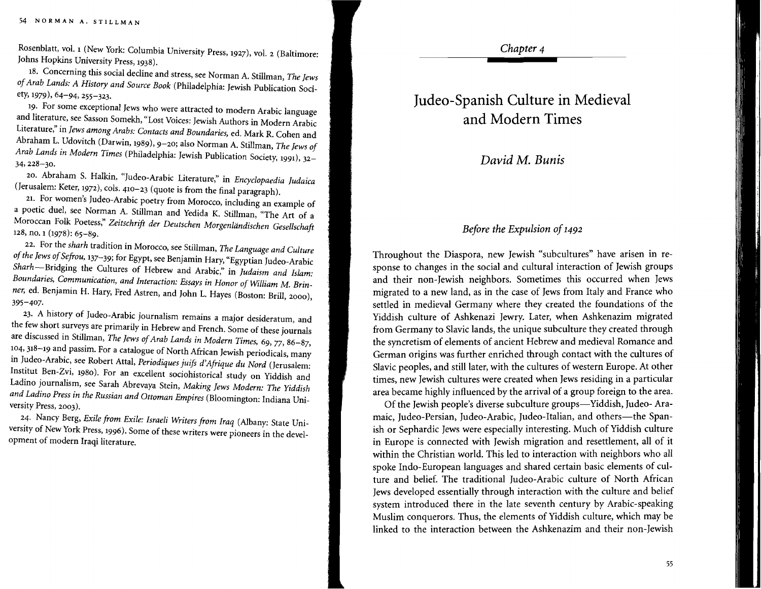Rosenblatt, vol. 1 (New York: Columbia University Press, 1927), vol. 2 (Baltimore: Johns Hopkins University Press, 1938).

18. Concerning this social decline and stress, see Norman A. Stillman, *The Jews of Arab Lands: A History and Source Book* (Philadelphia: Jewish Publication Society, 1979), 64–94, 255–323.

19. For some exceptional Jews who were attracted to modern Arabic language and literature, see Sasson Somekh, "Lost Voices: Jewish Authors in Modern Arabic Literature," in *Jews among Arabs: Contacts and Boundaries*, ed. Mark R. Cohen and Abraham L. Udovitch (Darwin, 1989), 9–20; also Norman A. Stillman, *The Jews of Arab Lands in Modern Times* (Philadelphia: Jewish Publication Society, 1991), 32–34, 228–30.

20. Abraham S. Halkin, "Judeo-Arabic Literature," in *Encyclopaedia Judaica* (Jerusalem: Keter, 1972), cols. 410–23 (quote is from the final paragraph).

21. For women's Judeo-Arabic poetry from Morocco, including an example of a poetic duel, see Norman A. Stillman and Yedida K. Stillman, "The Art of a Moroccan Folk Poetess," *Zeitschrift der Deutschen Morgenländischen Gesellschaft* 128, no. 1 (1978): 65–89.

22. For the *sharh* tradition in Morocco, see Stillman, *The Language and Culture of the Jews of Sefrou*, 137–39; for Egypt, see Benjamin Hary, "Egyptian Judeo-Arabic *Sharh*—Bridging the Cultures of Hebrew and Arabic," in *Judaism and Islam: Boundaries, Communication, and Interaction: Essays in Honor of William M. Brinner*, ed. Benjamin H. Hary, Fred Astren, and John L. Hayes (Boston: Brill, 2000), 395–407.

23. A history of Judeo-Arabic journalism remains a major desideratum, and the few short surveys are primarily in Hebrew and French. Some of these journals are discussed in Stillman, *The Jews of Arab Lands in Modern Times*, 69, 77, 86–87, 104, 318–19 and passim. For a catalogue of North African Jewish periodicals, many in Judeo-Arabic, see Robert Attal, *Periodiques juifs d'Afrique du Nord* (Jerusalem: Institut Ben-Zvi, 1980). For an excellent sociohistorical study on Yiddish and Ladino journalism, see Sarah Abrevaya Stein, *Making Jews Modern: The Yiddish and Ladino Press in the Russian and Ottoman Empires* (Bloomington: Indiana University Press, 2003).

24. Nancy Berg, *Exile from Exile: Israeli Writers from Iraq* (Albany: State University of New York Press, 1996). Some of these writers were pioneers in the development of modern Iraqi literature.

*Chapter 4*

# Judeo-Spanish Culture in Medieval and Modern Times

*David M. Bunis*

## *Before the Expulsion of 1492*

Throughout the Diaspora, new Jewish "subcultures" have arisen in response to changes in the social and cultural interaction of Jewish groups and their non-Jewish neighbors. Sometimes this occurred when Jews migrated to a new land, as in the case of Jews from Italy and France who settled in medieval Germany where they created the foundations of the Yiddish culture of Ashkenazi Jewry. Later, when Ashkenazim migrated from Germany to Slavic lands, the unique subculture they created through the syncretism of elements of ancient Hebrew and medieval Romance and German origins was further enriched through contact with the cultures of Slavic peoples, and still later, with the cultures of western Europe. At other times, new Jewish cultures were created when Jews residing in a particular area became highly influenced by the arrival of a group foreign to the area.

Of the Jewish people's diverse subculture groups—Yiddish, Judeo- Aramaic, Judeo-Persian, Judeo-Arabic, Judeo-Italian, and others—the Spanish or Sephardic Jews were especially interesting. Much of Yiddish culture in Europe is connected with Jewish migration and resettlement, all of it within the Christian world. This led to interaction with neighbors who all spoke Indo-European languages and shared certain basic elements of culture and belief. The traditional Judeo-Arabic culture of North African Jews developed essentially through interaction with the culture and belief system introduced there in the late seventh century by Arabic-speaking Muslim conquerors. Thus, the elements of Yiddish culture, which may be linked to the interaction between the Ashkenazim and their non-Jewish